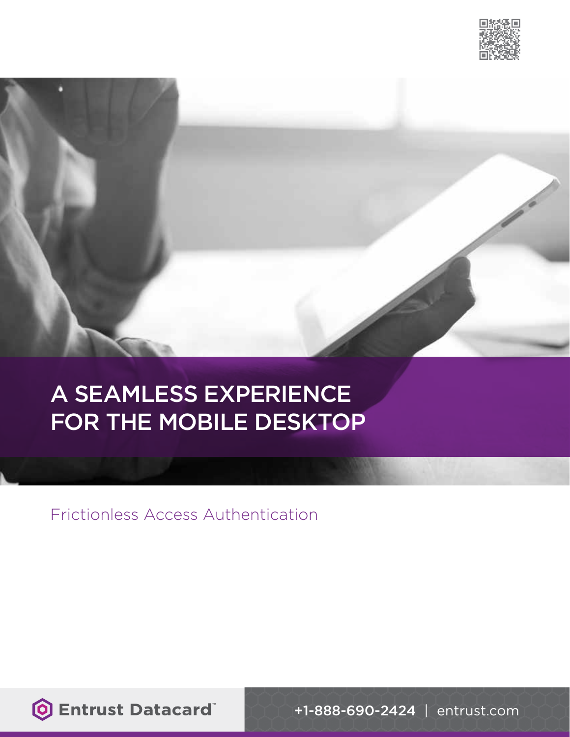# A SEAMLESS EXPERIENCE FOR THE MOBILE DESKTOP

Frictionless Access Authentication

Entrust Datacard™

+1-888-690-2424 | entrust.com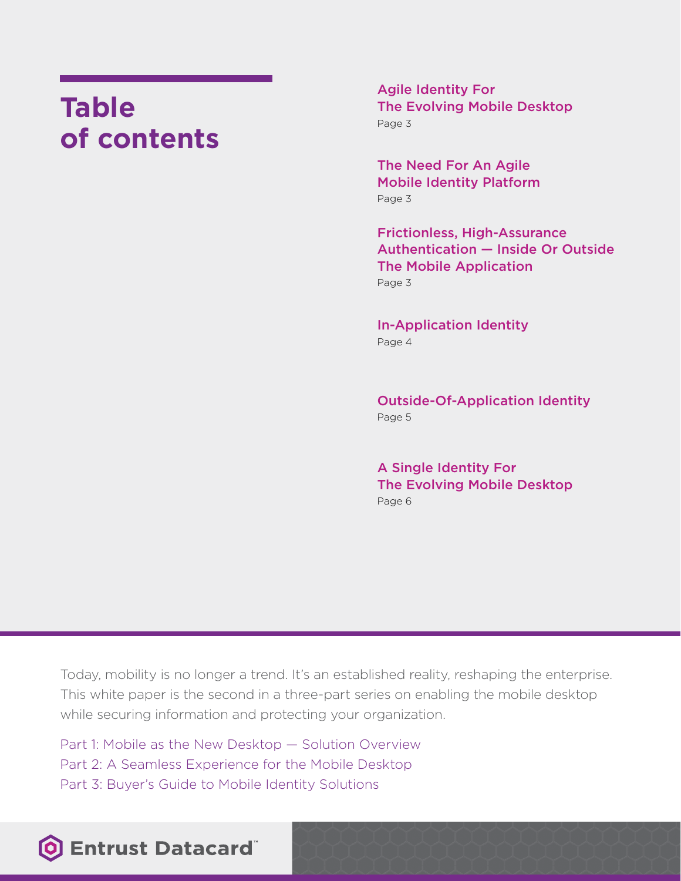# Table of contents

**Agile Identity For The Evolving Mobile Desktop**
Page 3

**The Need For An Agile Mobile Identity Platform**
Page 3

**Frictionless, High-Assurance Authentication — Inside Or Outside The Mobile Application**
Page 3

**In-Application Identity**
Page 4

**Outside-Of-Application Identity**
Page 5

**A Single Identity For The Evolving Mobile Desktop**
Page 6

Today, mobility is no longer a trend. It's an established reality, reshaping the enterprise. This white paper is the second in a three-part series on enabling the mobile desktop while securing information and protecting your organization.

Part 1: Mobile as the New Desktop — Solution Overview
Part 2: A Seamless Experience for the Mobile Desktop
Part 3: Buyer's Guide to Mobile Identity Solutions

Entrust Datacard™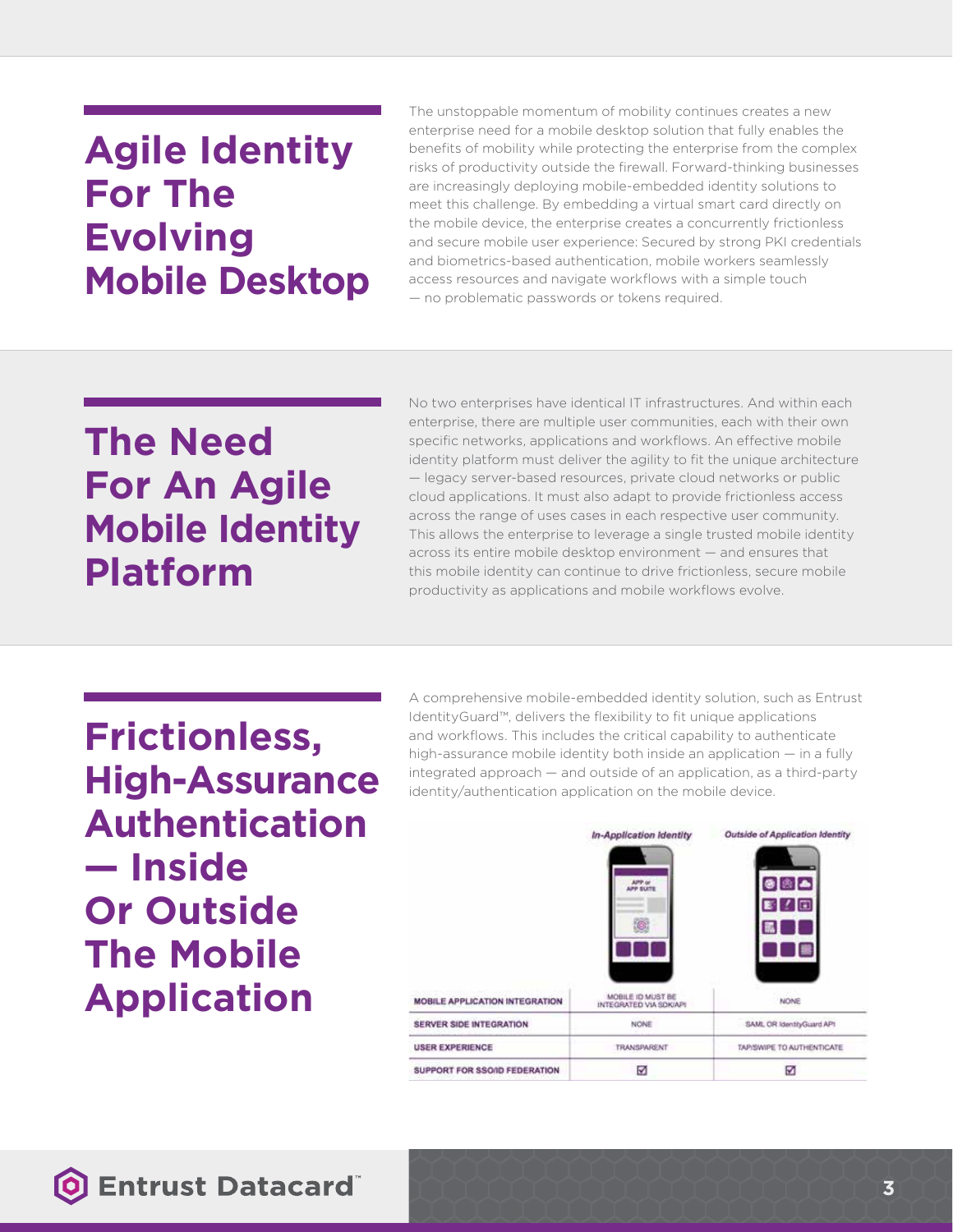## Agile Identity For The Evolving Mobile Desktop

The unstoppable momentum of mobility continues creates a new enterprise need for a mobile desktop solution that fully enables the benefits of mobility while protecting the enterprise from the complex risks of productivity outside the firewall. Forward-thinking businesses are increasingly deploying mobile-embedded identity solutions to meet this challenge. By embedding a virtual smart card directly on the mobile device, the enterprise creates a concurrently frictionless and secure mobile user experience: Secured by strong PKI credentials and biometrics-based authentication, mobile workers seamlessly access resources and navigate workflows with a simple touch — no problematic passwords or tokens required.

## The Need For An Agile Mobile Identity Platform

No two enterprises have identical IT infrastructures. And within each enterprise, there are multiple user communities, each with their own specific networks, applications and workflows. An effective mobile identity platform must deliver the agility to fit the unique architecture — legacy server-based resources, private cloud networks or public cloud applications. It must also adapt to provide frictionless access across the range of uses cases in each respective user community. This allows the enterprise to leverage a single trusted mobile identity across its entire mobile desktop environment — and ensures that this mobile identity can continue to drive frictionless, secure mobile productivity as applications and mobile workflows evolve.

## Frictionless, High-Assurance Authentication — Inside Or Outside The Mobile Application

A comprehensive mobile-embedded identity solution, such as Entrust IdentityGuard™, delivers the flexibility to fit unique applications and workflows. This includes the critical capability to authenticate high-assurance mobile identity both inside an application — in a fully integrated approach — and outside of an application, as a third-party identity/authentication application on the mobile device.

| | *In-Application Identity* | *Outside of Application Identity* |
|---|---|---|
| **MOBILE APPLICATION INTEGRATION** | MOBILE ID MUST BE INTEGRATED VIA SDK/API | NONE |
| **SERVER SIDE INTEGRATION** | NONE | SAML OR IdentityGuard API |
| **USER EXPERIENCE** | TRANSPARENT | TAP/SWIPE TO AUTHENTICATE |
| **SUPPORT FOR SSO/ID FEDERATION** | ☑ | ☑ |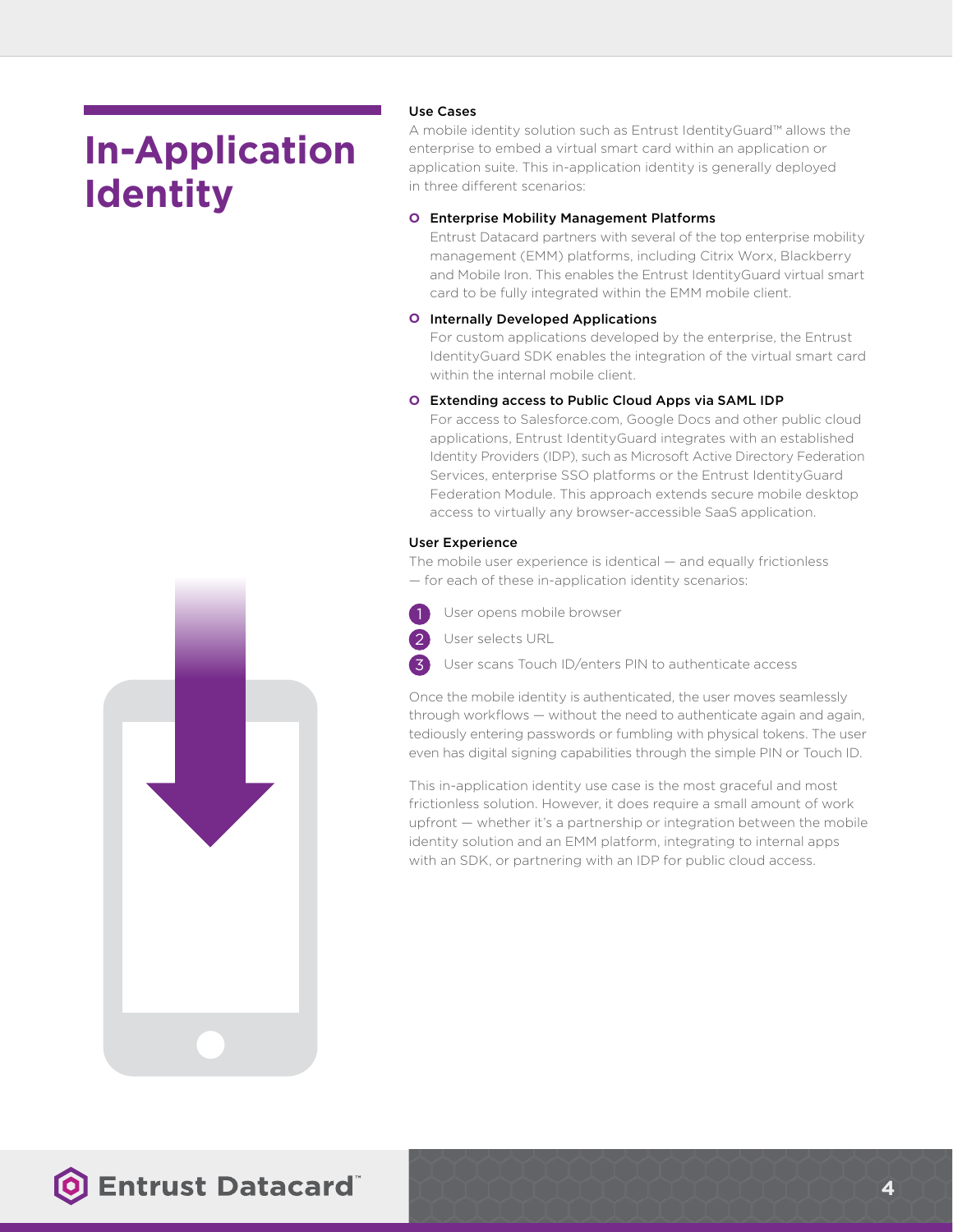# In-Application Identity

### Use Cases

A mobile identity solution such as Entrust IdentityGuard™ allows the enterprise to embed a virtual smart card within an application or application suite. This in-application identity is generally deployed in three different scenarios:

- **Enterprise Mobility Management Platforms**
  Entrust Datacard partners with several of the top enterprise mobility management (EMM) platforms, including Citrix Worx, Blackberry and Mobile Iron. This enables the Entrust IdentityGuard virtual smart card to be fully integrated within the EMM mobile client.

- **Internally Developed Applications**
  For custom applications developed by the enterprise, the Entrust IdentityGuard SDK enables the integration of the virtual smart card within the internal mobile client.

- **Extending access to Public Cloud Apps via SAML IDP**
  For access to Salesforce.com, Google Docs and other public cloud applications, Entrust IdentityGuard integrates with an established Identity Providers (IDP), such as Microsoft Active Directory Federation Services, enterprise SSO platforms or the Entrust IdentityGuard Federation Module. This approach extends secure mobile desktop access to virtually any browser-accessible SaaS application.

### User Experience

The mobile user experience is identical — and equally frictionless — for each of these in-application identity scenarios:

1. User opens mobile browser
2. User selects URL
3. User scans Touch ID/enters PIN to authenticate access

Once the mobile identity is authenticated, the user moves seamlessly through workflows — without the need to authenticate again and again, tediously entering passwords or fumbling with physical tokens. The user even has digital signing capabilities through the simple PIN or Touch ID.

This in-application identity use case is the most graceful and most frictionless solution. However, it does require a small amount of work upfront — whether it's a partnership or integration between the mobile identity solution and an EMM platform, integrating to internal apps with an SDK, or partnering with an IDP for public cloud access.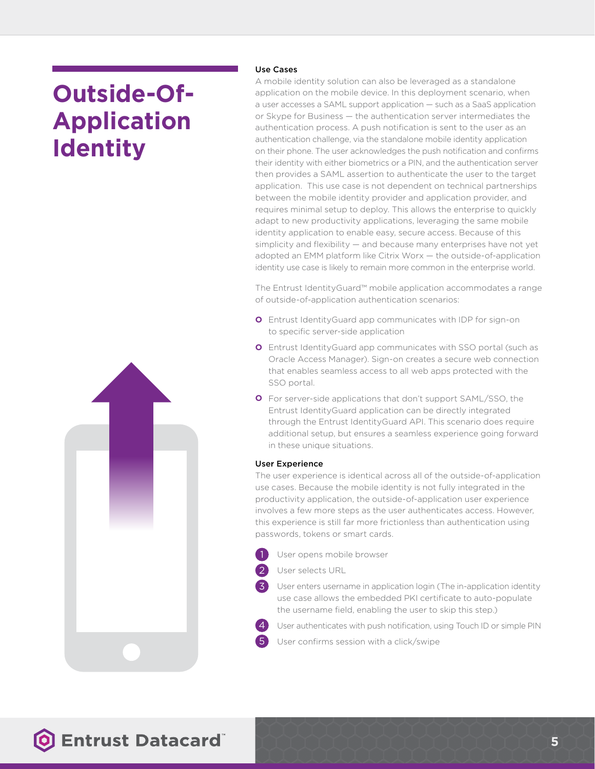# Outside-Of-Application Identity

### Use Cases

A mobile identity solution can also be leveraged as a standalone application on the mobile device. In this deployment scenario, when a user accesses a SAML support application — such as a SaaS application or Skype for Business — the authentication server intermediates the authentication process. A push notification is sent to the user as an authentication challenge, via the standalone mobile identity application on their phone. The user acknowledges the push notification and confirms their identity with either biometrics or a PIN, and the authentication server then provides a SAML assertion to authenticate the user to the target application. This use case is not dependent on technical partnerships between the mobile identity provider and application provider, and requires minimal setup to deploy. This allows the enterprise to quickly adapt to new productivity applications, leveraging the same mobile identity application to enable easy, secure access. Because of this simplicity and flexibility — and because many enterprises have not yet adopted an EMM platform like Citrix Worx — the outside-of-application identity use case is likely to remain more common in the enterprise world.

The Entrust IdentityGuard™ mobile application accommodates a range of outside-of-application authentication scenarios:

- Entrust IdentityGuard app communicates with IDP for sign-on to specific server-side application
- Entrust IdentityGuard app communicates with SSO portal (such as Oracle Access Manager). Sign-on creates a secure web connection that enables seamless access to all web apps protected with the SSO portal.
- For server-side applications that don't support SAML/SSO, the Entrust IdentityGuard application can be directly integrated through the Entrust IdentityGuard API. This scenario does require additional setup, but ensures a seamless experience going forward in these unique situations.

### User Experience

The user experience is identical across all of the outside-of-application use cases. Because the mobile identity is not fully integrated in the productivity application, the outside-of-application user experience involves a few more steps as the user authenticates access. However, this experience is still far more frictionless than authentication using passwords, tokens or smart cards.

1. User opens mobile browser
2. User selects URL
3. User enters username in application login (The in-application identity use case allows the embedded PKI certificate to auto-populate the username field, enabling the user to skip this step.)
4. User authenticates with push notification, using Touch ID or simple PIN
5. User confirms session with a click/swipe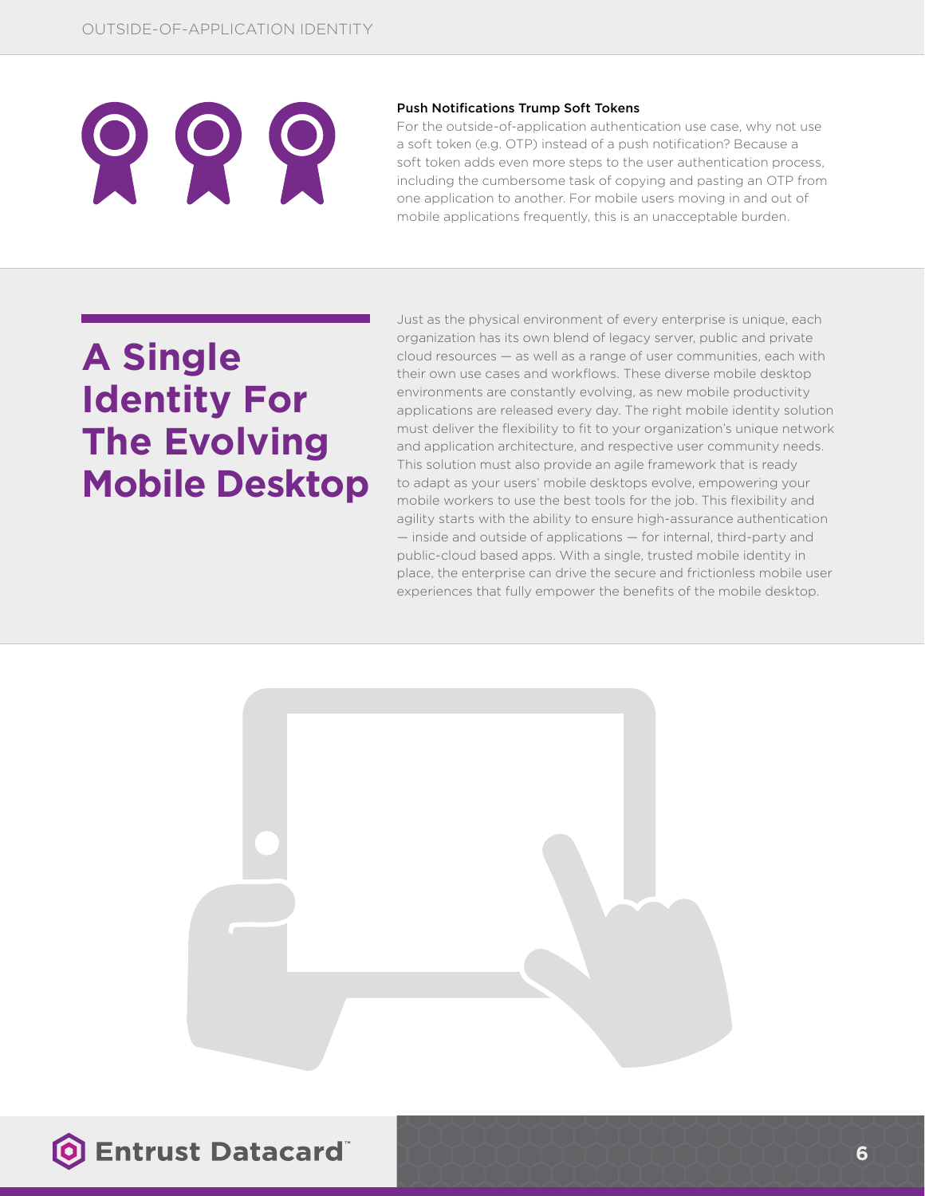### Push Notifications Trump Soft Tokens

For the outside-of-application authentication use case, why not use a soft token (e.g. OTP) instead of a push notification? Because a soft token adds even more steps to the user authentication process, including the cumbersome task of copying and pasting an OTP from one application to another. For mobile users moving in and out of mobile applications frequently, this is an unacceptable burden.

## A Single Identity For The Evolving Mobile Desktop

Just as the physical environment of every enterprise is unique, each organization has its own blend of legacy server, public and private cloud resources — as well as a range of user communities, each with their own use cases and workflows. These diverse mobile desktop environments are constantly evolving, as new mobile productivity applications are released every day. The right mobile identity solution must deliver the flexibility to fit to your organization's unique network and application architecture, and respective user community needs. This solution must also provide an agile framework that is ready to adapt as your users' mobile desktops evolve, empowering your mobile workers to use the best tools for the job. This flexibility and agility starts with the ability to ensure high-assurance authentication — inside and outside of applications — for internal, third-party and public-cloud based apps. With a single, trusted mobile identity in place, the enterprise can drive the secure and frictionless mobile user experiences that fully empower the benefits of the mobile desktop.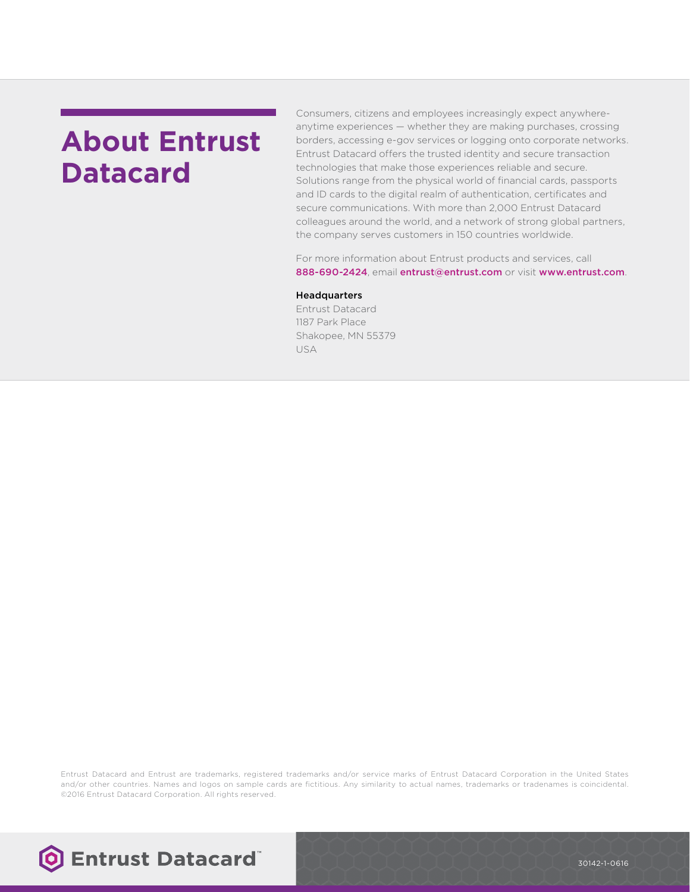# About Entrust Datacard

Consumers, citizens and employees increasingly expect anywhere-anytime experiences — whether they are making purchases, crossing borders, accessing e-gov services or logging onto corporate networks. Entrust Datacard offers the trusted identity and secure transaction technologies that make those experiences reliable and secure. Solutions range from the physical world of financial cards, passports and ID cards to the digital realm of authentication, certificates and secure communications. With more than 2,000 Entrust Datacard colleagues around the world, and a network of strong global partners, the company serves customers in 150 countries worldwide.

For more information about Entrust products and services, call 888-690-2424, email entrust@entrust.com or visit www.entrust.com.

**Headquarters**

Entrust Datacard
1187 Park Place
Shakopee, MN 55379
USA

Entrust Datacard and Entrust are trademarks, registered trademarks and/or service marks of Entrust Datacard Corporation in the United States and/or other countries. Names and logos on sample cards are fictitious. Any similarity to actual names, trademarks or tradenames is coincidental. ©2016 Entrust Datacard Corporation. All rights reserved.

Entrust Datacard™

30142-1-0616